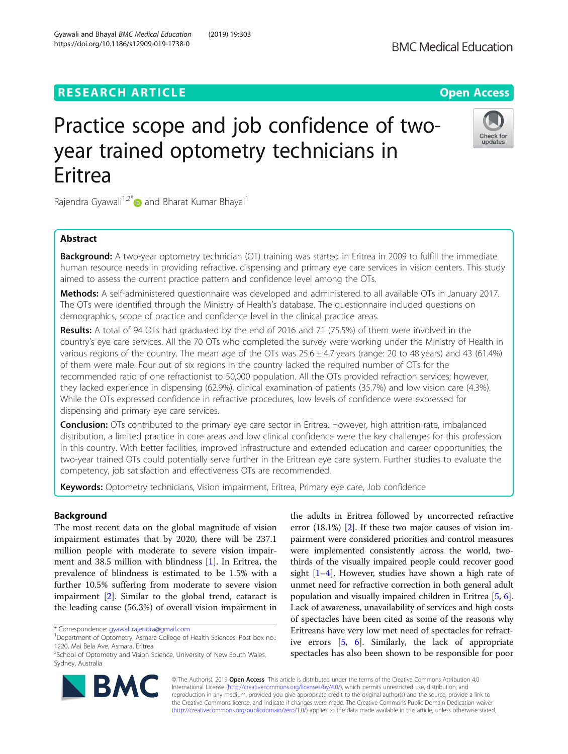# Practice scope and job confidence of two-year trained optometry technicians in Eritrea

Rajendra Gyawali[1,2*] and Bharat Kumar Bhayal[1]

## Abstract

**Background:** A two-year optometry technician (OT) training was started in Eritrea in 2009 to fulfill the immediate human resource needs in providing refractive, dispensing and primary eye care services in vision centers. This study aimed to assess the current practice pattern and confidence level among the OTs.

**Methods:** A self-administered questionnaire was developed and administered to all available OTs in January 2017. The OTs were identified through the Ministry of Health's database. The questionnaire included questions on demographics, scope of practice and confidence level in the clinical practice areas.

**Results:** A total of 94 OTs had graduated by the end of 2016 and 71 (75.5%) of them were involved in the country's eye care services. All the 70 OTs who completed the survey were working under the Ministry of Health in various regions of the country. The mean age of the OTs was 25.6 ± 4.7 years (range: 20 to 48 years) and 43 (61.4%) of them were male. Four out of six regions in the country lacked the required number of OTs for the recommended ratio of one refractionist to 50,000 population. All the OTs provided refraction services; however, they lacked experience in dispensing (62.9%), clinical examination of patients (35.7%) and low vision care (4.3%). While the OTs expressed confidence in refractive procedures, low levels of confidence were expressed for dispensing and primary eye care services.

**Conclusion:** OTs contributed to the primary eye care sector in Eritrea. However, high attrition rate, imbalanced distribution, a limited practice in core areas and low clinical confidence were the key challenges for this profession in this country. With better facilities, improved infrastructure and extended education and career opportunities, the two-year trained OTs could potentially serve further in the Eritrean eye care system. Further studies to evaluate the competency, job satisfaction and effectiveness OTs are recommended.

**Keywords:** Optometry technicians, Vision impairment, Eritrea, Primary eye care, Job confidence

## Background

The most recent data on the global magnitude of vision impairment estimates that by 2020, there will be 237.1 million people with moderate to severe vision impairment and 38.5 million with blindness [1]. In Eritrea, the prevalence of blindness is estimated to be 1.5% with a further 10.5% suffering from moderate to severe vision impairment [2]. Similar to the global trend, cataract is the leading cause (56.3%) of overall vision impairment in the adults in Eritrea followed by uncorrected refractive error (18.1%) [2]. If these two major causes of vision impairment were considered priorities and control measures were implemented consistently across the world, two-thirds of the visually impaired people could recover good sight [1–4]. However, studies have shown a high rate of unmet need for refractive correction in both general adult population and visually impaired children in Eritrea [5, 6]. Lack of awareness, unavailability of services and high costs of spectacles have been cited as some of the reasons why Eritreans have very low met need of spectacles for refractive errors [5, 6]. Similarly, the lack of appropriate spectacles has also been shown to be responsible for poor

\* Correspondence: gyawali.rajendra@gmail.com
[1]Department of Optometry, Asmara College of Health Sciences, Post box no.: 1220, Mai Bela Ave, Asmara, Eritrea
[2]School of Optometry and Vision Science, University of New South Wales, Sydney, Australia

© The Author(s). 2019 **Open Access** This article is distributed under the terms of the Creative Commons Attribution 4.0 International License (http://creativecommons.org/licenses/by/4.0/), which permits unrestricted use, distribution, and reproduction in any medium, provided you give appropriate credit to the original author(s) and the source, provide a link to the Creative Commons license, and indicate if changes were made. The Creative Commons Public Domain Dedication waiver (http://creativecommons.org/publicdomain/zero/1.0/) applies to the data made available in this article, unless otherwise stated.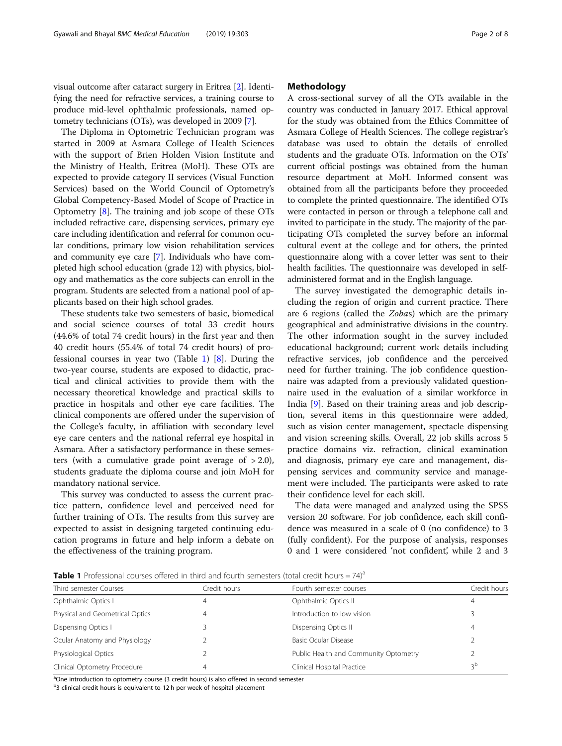visual outcome after cataract surgery in Eritrea [2]. Identifying the need for refractive services, a training course to produce mid-level ophthalmic professionals, named optometry technicians (OTs), was developed in 2009 [7].

The Diploma in Optometric Technician program was started in 2009 at Asmara College of Health Sciences with the support of Brien Holden Vision Institute and the Ministry of Health, Eritrea (MoH). These OTs are expected to provide category II services (Visual Function Services) based on the World Council of Optometry's Global Competency-Based Model of Scope of Practice in Optometry [8]. The training and job scope of these OTs included refractive care, dispensing services, primary eye care including identification and referral for common ocular conditions, primary low vision rehabilitation services and community eye care [7]. Individuals who have completed high school education (grade 12) with physics, biology and mathematics as the core subjects can enroll in the program. Students are selected from a national pool of applicants based on their high school grades.

These students take two semesters of basic, biomedical and social science courses of total 33 credit hours (44.6% of total 74 credit hours) in the first year and then 40 credit hours (55.4% of total 74 credit hours) of professional courses in year two (Table 1) [8]. During the two-year course, students are exposed to didactic, practical and clinical activities to provide them with the necessary theoretical knowledge and practical skills to practice in hospitals and other eye care facilities. The clinical components are offered under the supervision of the College's faculty, in affiliation with secondary level eye care centers and the national referral eye hospital in Asmara. After a satisfactory performance in these semesters (with a cumulative grade point average of > 2.0), students graduate the diploma course and join MoH for mandatory national service.

This survey was conducted to assess the current practice pattern, confidence level and perceived need for further training of OTs. The results from this survey are expected to assist in designing targeted continuing education programs in future and help inform a debate on the effectiveness of the training program.

## Methodology

A cross-sectional survey of all the OTs available in the country was conducted in January 2017. Ethical approval for the study was obtained from the Ethics Committee of Asmara College of Health Sciences. The college registrar's database was used to obtain the details of enrolled students and the graduate OTs. Information on the OTs' current official postings was obtained from the human resource department at MoH. Informed consent was obtained from all the participants before they proceeded to complete the printed questionnaire. The identified OTs were contacted in person or through a telephone call and invited to participate in the study. The majority of the participating OTs completed the survey before an informal cultural event at the college and for others, the printed questionnaire along with a cover letter was sent to their health facilities. The questionnaire was developed in self-administered format and in the English language.

The survey investigated the demographic details including the region of origin and current practice. There are 6 regions (called the *Zoba*s) which are the primary geographical and administrative divisions in the country. The other information sought in the survey included educational background; current work details including refractive services, job confidence and the perceived need for further training. The job confidence questionnaire was adapted from a previously validated questionnaire used in the evaluation of a similar workforce in India [9]. Based on their training areas and job description, several items in this questionnaire were added, such as vision center management, spectacle dispensing and vision screening skills. Overall, 22 job skills across 5 practice domains viz. refraction, clinical examination and diagnosis, primary eye care and management, dispensing services and community service and management were included. The participants were asked to rate their confidence level for each skill.

The data were managed and analyzed using the SPSS version 20 software. For job confidence, each skill confidence was measured in a scale of 0 (no confidence) to 3 (fully confident). For the purpose of analysis, responses 0 and 1 were considered 'not confident', while 2 and 3

**Table 1** Professional courses offered in third and fourth semesters (total credit hours = 74)[a]

| Third semester Courses | Credit hours | Fourth semester courses | Credit hours |
|---|---|---|---|
| Ophthalmic Optics I | 4 | Ophthalmic Optics II | 4 |
| Physical and Geometrical Optics | 4 | Introduction to low vision | 3 |
| Dispensing Optics I | 3 | Dispensing Optics II | 4 |
| Ocular Anatomy and Physiology | 2 | Basic Ocular Disease | 2 |
| Physiological Optics | 2 | Public Health and Community Optometry | 2 |
| Clinical Optometry Procedure | 4 | Clinical Hospital Practice | 3[b] |

[a]One introduction to optometry course (3 credit hours) is also offered in second semester
[b]3 clinical credit hours is equivalent to 12 h per week of hospital placement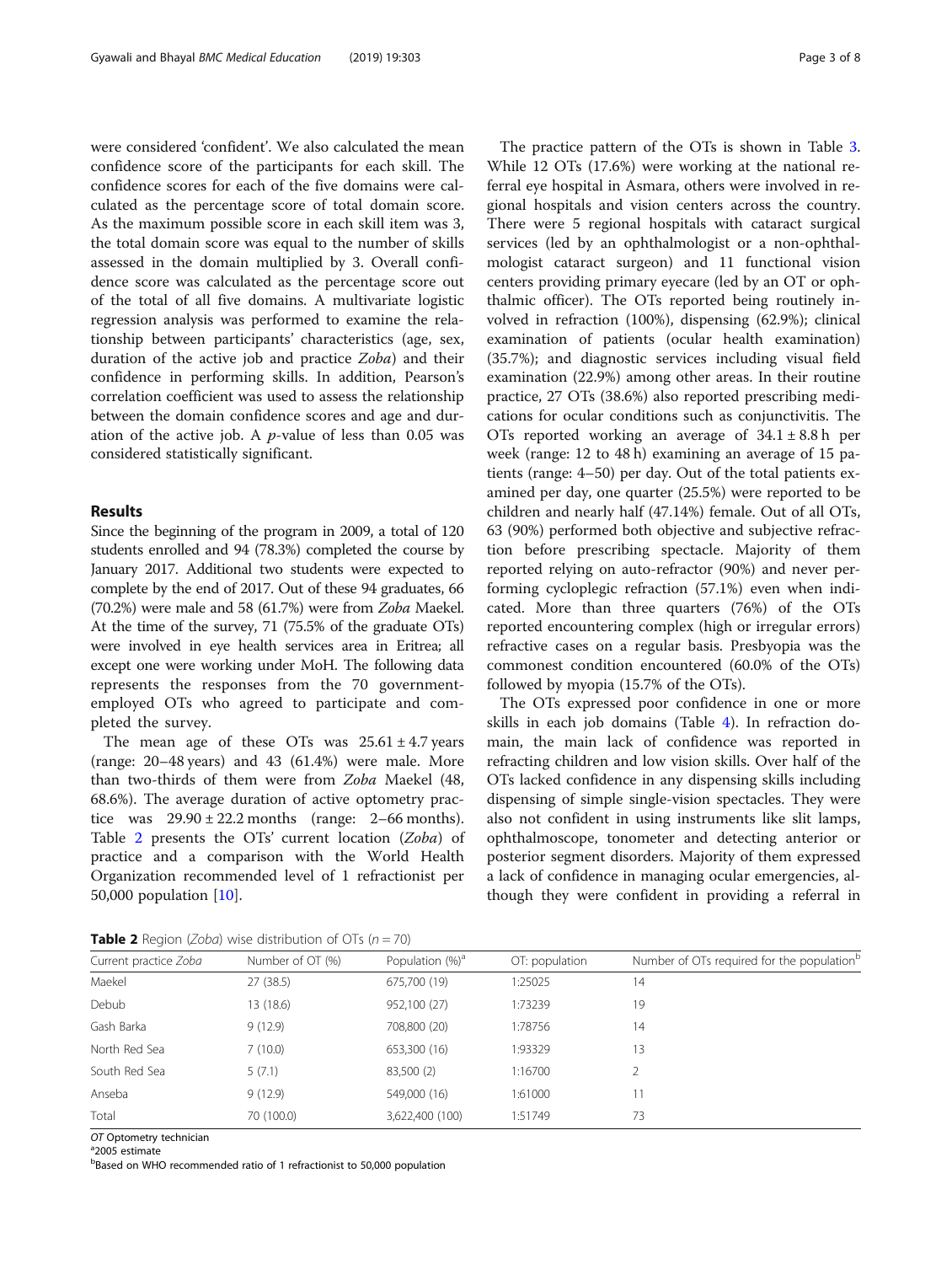were considered 'confident'. We also calculated the mean confidence score of the participants for each skill. The confidence scores for each of the five domains were calculated as the percentage score of total domain score. As the maximum possible score in each skill item was 3, the total domain score was equal to the number of skills assessed in the domain multiplied by 3. Overall confidence score was calculated as the percentage score out of the total of all five domains. A multivariate logistic regression analysis was performed to examine the relationship between participants' characteristics (age, sex, duration of the active job and practice *Zoba*) and their confidence in performing skills. In addition, Pearson's correlation coefficient was used to assess the relationship between the domain confidence scores and age and duration of the active job. A $p$-value of less than 0.05 was considered statistically significant.

## Results

Since the beginning of the program in 2009, a total of 120 students enrolled and 94 (78.3%) completed the course by January 2017. Additional two students were expected to complete by the end of 2017. Out of these 94 graduates, 66 (70.2%) were male and 58 (61.7%) were from *Zoba* Maekel. At the time of the survey, 71 (75.5% of the graduate OTs) were involved in eye health services area in Eritrea; all except one were working under MoH. The following data represents the responses from the 70 government-employed OTs who agreed to participate and completed the survey.

The mean age of these OTs was $25.61 \pm 4.7$ years (range: 20–48 years) and 43 (61.4%) were male. More than two-thirds of them were from *Zoba* Maekel (48, 68.6%). The average duration of active optometry practice was $29.90 \pm 22.2$ months (range: 2–66 months). Table 2 presents the OTs' current location (*Zoba*) of practice and a comparison with the World Health Organization recommended level of 1 refractionist per 50,000 population [10].

The practice pattern of the OTs is shown in Table 3. While 12 OTs (17.6%) were working at the national referral eye hospital in Asmara, others were involved in regional hospitals and vision centers across the country. There were 5 regional hospitals with cataract surgical services (led by an ophthalmologist or a non-ophthalmologist cataract surgeon) and 11 functional vision centers providing primary eyecare (led by an OT or ophthalmic officer). The OTs reported being routinely involved in refraction (100%), dispensing (62.9%); clinical examination of patients (ocular health examination) (35.7%); and diagnostic services including visual field examination (22.9%) among other areas. In their routine practice, 27 OTs (38.6%) also reported prescribing medications for ocular conditions such as conjunctivitis. The OTs reported working an average of $34.1 \pm 8.8$ h per week (range: 12 to 48 h) examining an average of 15 patients (range: 4–50) per day. Out of the total patients examined per day, one quarter (25.5%) were reported to be children and nearly half (47.14%) female. Out of all OTs, 63 (90%) performed both objective and subjective refraction before prescribing spectacle. Majority of them reported relying on auto-refractor (90%) and never performing cycloplegic refraction (57.1%) even when indicated. More than three quarters (76%) of the OTs reported encountering complex (high or irregular errors) refractive cases on a regular basis. Presbyopia was the commonest condition encountered (60.0% of the OTs) followed by myopia (15.7% of the OTs).

The OTs expressed poor confidence in one or more skills in each job domains (Table 4). In refraction domain, the main lack of confidence was reported in refracting children and low vision skills. Over half of the OTs lacked confidence in any dispensing skills including dispensing of simple single-vision spectacles. They were also not confident in using instruments like slit lamps, ophthalmoscope, tonometer and detecting anterior or posterior segment disorders. Majority of them expressed a lack of confidence in managing ocular emergencies, although they were confident in providing a referral in

**Table 2** Region (*Zoba*) wise distribution of OTs ($n = 70$)

| Current practice *Zoba* | Number of OT (%) | Population (%)[a] | OT: population | Number of OTs required for the population[b] |
|---|---|---|---|---|
| Maekel | 27 (38.5) | 675,700 (19) | 1:25025 | 14 |
| Debub | 13 (18.6) | 952,100 (27) | 1:73239 | 19 |
| Gash Barka | 9 (12.9) | 708,800 (20) | 1:78756 | 14 |
| North Red Sea | 7 (10.0) | 653,300 (16) | 1:93329 | 13 |
| South Red Sea | 5 (7.1) | 83,500 (2) | 1:16700 | 2 |
| Anseba | 9 (12.9) | 549,000 (16) | 1:61000 | 11 |
| Total | 70 (100.0) | 3,622,400 (100) | 1:51749 | 73 |

*OT* Optometry technician
[a]2005 estimate
[b]Based on WHO recommended ratio of 1 refractionist to 50,000 population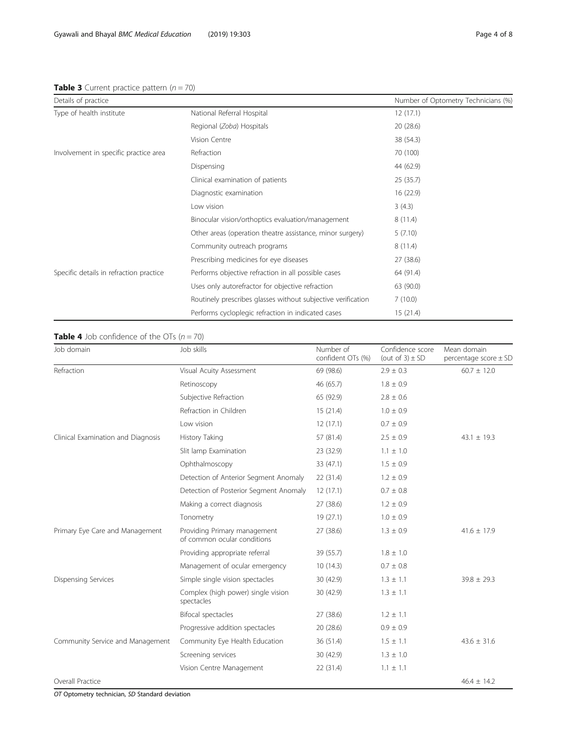**Table 3** Current practice pattern ($n = 70$)

| Details of practice | | Number of Optometry Technicians (%) |
|---|---|---|
| Type of health institute | National Referral Hospital | 12 (17.1) |
| | Regional (*Zoba*) Hospitals | 20 (28.6) |
| | Vision Centre | 38 (54.3) |
| Involvement in specific practice area | Refraction | 70 (100) |
| | Dispensing | 44 (62.9) |
| | Clinical examination of patients | 25 (35.7) |
| | Diagnostic examination | 16 (22.9) |
| | Low vision | 3 (4.3) |
| | Binocular vision/orthoptics evaluation/management | 8 (11.4) |
| | Other areas (operation theatre assistance, minor surgery) | 5 (7.10) |
| | Community outreach programs | 8 (11.4) |
| | Prescribing medicines for eye diseases | 27 (38.6) |
| Specific details in refraction practice | Performs objective refraction in all possible cases | 64 (91.4) |
| | Uses only autorefractor for objective refraction | 63 (90.0) |
| | Routinely prescribes glasses without subjective verification | 7 (10.0) |
| | Performs cycloplegic refraction in indicated cases | 15 (21.4) |

**Table 4** Job confidence of the OTs ($n = 70$)

| Job domain | Job skills | Number of confident OTs (%) | Confidence score (out of 3) ± SD | Mean domain percentage score ± SD |
|---|---|---|---|---|
| Refraction | Visual Acuity Assessment | 69 (98.6) | 2.9 ± 0.3 | 60.7 ± 12.0 |
| | Retinoscopy | 46 (65.7) | 1.8 ± 0.9 | |
| | Subjective Refraction | 65 (92.9) | 2.8 ± 0.6 | |
| | Refraction in Children | 15 (21.4) | 1.0 ± 0.9 | |
| | Low vision | 12 (17.1) | 0.7 ± 0.9 | |
| Clinical Examination and Diagnosis | History Taking | 57 (81.4) | 2.5 ± 0.9 | 43.1 ± 19.3 |
| | Slit lamp Examination | 23 (32.9) | 1.1 ± 1.0 | |
| | Ophthalmoscopy | 33 (47.1) | 1.5 ± 0.9 | |
| | Detection of Anterior Segment Anomaly | 22 (31.4) | 1.2 ± 0.9 | |
| | Detection of Posterior Segment Anomaly | 12 (17.1) | 0.7 ± 0.8 | |
| | Making a correct diagnosis | 27 (38.6) | 1.2 ± 0.9 | |
| | Tonometry | 19 (27.1) | 1.0 ± 0.9 | |
| Primary Eye Care and Management | Providing Primary management of common ocular conditions | 27 (38.6) | 1.3 ± 0.9 | 41.6 ± 17.9 |
| | Providing appropriate referral | 39 (55.7) | 1.8 ± 1.0 | |
| | Management of ocular emergency | 10 (14.3) | 0.7 ± 0.8 | |
| Dispensing Services | Simple single vision spectacles | 30 (42.9) | 1.3 ± 1.1 | 39.8 ± 29.3 |
| | Complex (high power) single vision spectacles | 30 (42.9) | 1.3 ± 1.1 | |
| | Bifocal spectacles | 27 (38.6) | 1.2 ± 1.1 | |
| | Progressive addition spectacles | 20 (28.6) | 0.9 ± 0.9 | |
| Community Service and Management | Community Eye Health Education | 36 (51.4) | 1.5 ± 1.1 | 43.6 ± 31.6 |
| | Screening services | 30 (42.9) | 1.3 ± 1.0 | |
| | Vision Centre Management | 22 (31.4) | 1.1 ± 1.1 | |
| Overall Practice | | | | 46.4 ± 14.2 |

*OT* Optometry technician, *SD* Standard deviation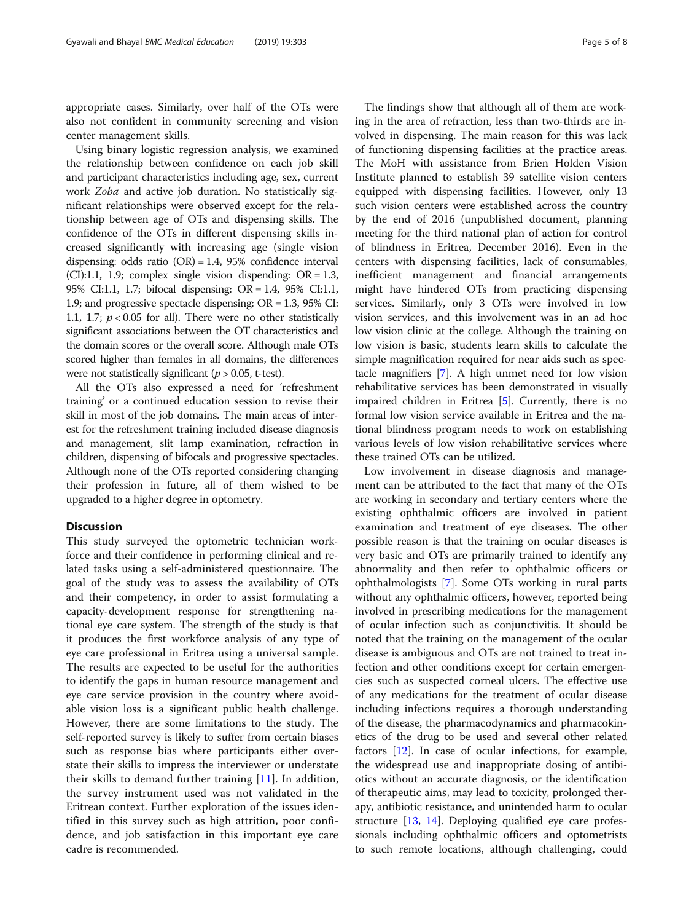appropriate cases. Similarly, over half of the OTs were also not confident in community screening and vision center management skills.

Using binary logistic regression analysis, we examined the relationship between confidence on each job skill and participant characteristics including age, sex, current work *Zoba* and active job duration. No statistically significant relationships were observed except for the relationship between age of OTs and dispensing skills. The confidence of the OTs in different dispensing skills increased significantly with increasing age (single vision dispensing: odds ratio (OR) = 1.4, 95% confidence interval (CI):1.1, 1.9; complex single vision dispending: OR = 1.3, 95% CI:1.1, 1.7; bifocal dispensing: OR = 1.4, 95% CI:1.1, 1.9; and progressive spectacle dispensing: OR = 1.3, 95% CI: 1.1, 1.7; $p < 0.05$ for all). There were no other statistically significant associations between the OT characteristics and the domain scores or the overall score. Although male OTs scored higher than females in all domains, the differences were not statistically significant ($p > 0.05$, t-test).

All the OTs also expressed a need for 'refreshment training' or a continued education session to revise their skill in most of the job domains. The main areas of interest for the refreshment training included disease diagnosis and management, slit lamp examination, refraction in children, dispensing of bifocals and progressive spectacles. Although none of the OTs reported considering changing their profession in future, all of them wished to be upgraded to a higher degree in optometry.

## Discussion

This study surveyed the optometric technician workforce and their confidence in performing clinical and related tasks using a self-administered questionnaire. The goal of the study was to assess the availability of OTs and their competency, in order to assist formulating a capacity-development response for strengthening national eye care system. The strength of the study is that it produces the first workforce analysis of any type of eye care professional in Eritrea using a universal sample. The results are expected to be useful for the authorities to identify the gaps in human resource management and eye care service provision in the country where avoidable vision loss is a significant public health challenge. However, there are some limitations to the study. The self-reported survey is likely to suffer from certain biases such as response bias where participants either overstate their skills to impress the interviewer or understate their skills to demand further training [11]. In addition, the survey instrument used was not validated in the Eritrean context. Further exploration of the issues identified in this survey such as high attrition, poor confidence, and job satisfaction in this important eye care cadre is recommended.

The findings show that although all of them are working in the area of refraction, less than two-thirds are involved in dispensing. The main reason for this was lack of functioning dispensing facilities at the practice areas. The MoH with assistance from Brien Holden Vision Institute planned to establish 39 satellite vision centers equipped with dispensing facilities. However, only 13 such vision centers were established across the country by the end of 2016 (unpublished document, planning meeting for the third national plan of action for control of blindness in Eritrea, December 2016). Even in the centers with dispensing facilities, lack of consumables, inefficient management and financial arrangements might have hindered OTs from practicing dispensing services. Similarly, only 3 OTs were involved in low vision services, and this involvement was in an ad hoc low vision clinic at the college. Although the training on low vision is basic, students learn skills to calculate the simple magnification required for near aids such as spectacle magnifiers [7]. A high unmet need for low vision rehabilitative services has been demonstrated in visually impaired children in Eritrea [5]. Currently, there is no formal low vision service available in Eritrea and the national blindness program needs to work on establishing various levels of low vision rehabilitative services where these trained OTs can be utilized.

Low involvement in disease diagnosis and management can be attributed to the fact that many of the OTs are working in secondary and tertiary centers where the existing ophthalmic officers are involved in patient examination and treatment of eye diseases. The other possible reason is that the training on ocular diseases is very basic and OTs are primarily trained to identify any abnormality and then refer to ophthalmic officers or ophthalmologists [7]. Some OTs working in rural parts without any ophthalmic officers, however, reported being involved in prescribing medications for the management of ocular infection such as conjunctivitis. It should be noted that the training on the management of the ocular disease is ambiguous and OTs are not trained to treat infection and other conditions except for certain emergencies such as suspected corneal ulcers. The effective use of any medications for the treatment of ocular disease including infections requires a thorough understanding of the disease, the pharmacodynamics and pharmacokinetics of the drug to be used and several other related factors [12]. In case of ocular infections, for example, the widespread use and inappropriate dosing of antibiotics without an accurate diagnosis, or the identification of therapeutic aims, may lead to toxicity, prolonged therapy, antibiotic resistance, and unintended harm to ocular structure [13, 14]. Deploying qualified eye care professionals including ophthalmic officers and optometrists to such remote locations, although challenging, could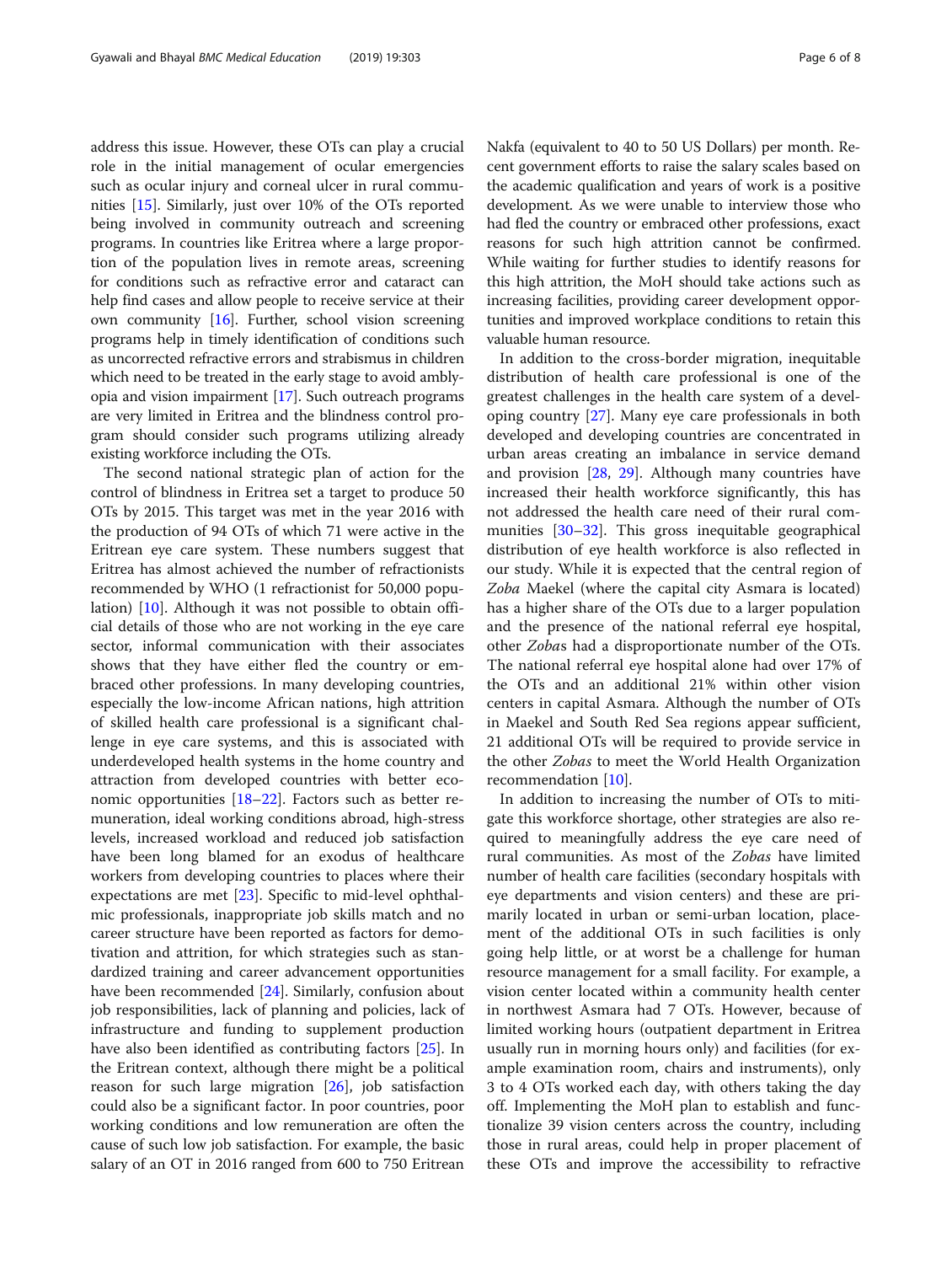address this issue. However, these OTs can play a crucial role in the initial management of ocular emergencies such as ocular injury and corneal ulcer in rural communities [15]. Similarly, just over 10% of the OTs reported being involved in community outreach and screening programs. In countries like Eritrea where a large proportion of the population lives in remote areas, screening for conditions such as refractive error and cataract can help find cases and allow people to receive service at their own community [16]. Further, school vision screening programs help in timely identification of conditions such as uncorrected refractive errors and strabismus in children which need to be treated in the early stage to avoid amblyopia and vision impairment [17]. Such outreach programs are very limited in Eritrea and the blindness control program should consider such programs utilizing already existing workforce including the OTs.

The second national strategic plan of action for the control of blindness in Eritrea set a target to produce 50 OTs by 2015. This target was met in the year 2016 with the production of 94 OTs of which 71 were active in the Eritrean eye care system. These numbers suggest that Eritrea has almost achieved the number of refractionists recommended by WHO (1 refractionist for 50,000 population) [10]. Although it was not possible to obtain official details of those who are not working in the eye care sector, informal communication with their associates shows that they have either fled the country or embraced other professions. In many developing countries, especially the low-income African nations, high attrition of skilled health care professional is a significant challenge in eye care systems, and this is associated with underdeveloped health systems in the home country and attraction from developed countries with better economic opportunities [18–22]. Factors such as better remuneration, ideal working conditions abroad, high-stress levels, increased workload and reduced job satisfaction have been long blamed for an exodus of healthcare workers from developing countries to places where their expectations are met [23]. Specific to mid-level ophthalmic professionals, inappropriate job skills match and no career structure have been reported as factors for demotivation and attrition, for which strategies such as standardized training and career advancement opportunities have been recommended [24]. Similarly, confusion about job responsibilities, lack of planning and policies, lack of infrastructure and funding to supplement production have also been identified as contributing factors [25]. In the Eritrean context, although there might be a political reason for such large migration [26], job satisfaction could also be a significant factor. In poor countries, poor working conditions and low remuneration are often the cause of such low job satisfaction. For example, the basic salary of an OT in 2016 ranged from 600 to 750 Eritrean Nakfa (equivalent to 40 to 50 US Dollars) per month. Recent government efforts to raise the salary scales based on the academic qualification and years of work is a positive development. As we were unable to interview those who had fled the country or embraced other professions, exact reasons for such high attrition cannot be confirmed. While waiting for further studies to identify reasons for this high attrition, the MoH should take actions such as increasing facilities, providing career development opportunities and improved workplace conditions to retain this valuable human resource.

In addition to the cross-border migration, inequitable distribution of health care professional is one of the greatest challenges in the health care system of a developing country [27]. Many eye care professionals in both developed and developing countries are concentrated in urban areas creating an imbalance in service demand and provision [28, 29]. Although many countries have increased their health workforce significantly, this has not addressed the health care need of their rural communities [30–32]. This gross inequitable geographical distribution of eye health workforce is also reflected in our study. While it is expected that the central region of *Zoba* Maekel (where the capital city Asmara is located) has a higher share of the OTs due to a larger population and the presence of the national referral eye hospital, other *Zoba*s had a disproportionate number of the OTs. The national referral eye hospital alone had over 17% of the OTs and an additional 21% within other vision centers in capital Asmara. Although the number of OTs in Maekel and South Red Sea regions appear sufficient, 21 additional OTs will be required to provide service in the other *Zobas* to meet the World Health Organization recommendation [10].

In addition to increasing the number of OTs to mitigate this workforce shortage, other strategies are also required to meaningfully address the eye care need of rural communities. As most of the *Zobas* have limited number of health care facilities (secondary hospitals with eye departments and vision centers) and these are primarily located in urban or semi-urban location, placement of the additional OTs in such facilities is only going help little, or at worst be a challenge for human resource management for a small facility. For example, a vision center located within a community health center in northwest Asmara had 7 OTs. However, because of limited working hours (outpatient department in Eritrea usually run in morning hours only) and facilities (for example examination room, chairs and instruments), only 3 to 4 OTs worked each day, with others taking the day off. Implementing the MoH plan to establish and functionalize 39 vision centers across the country, including those in rural areas, could help in proper placement of these OTs and improve the accessibility to refractive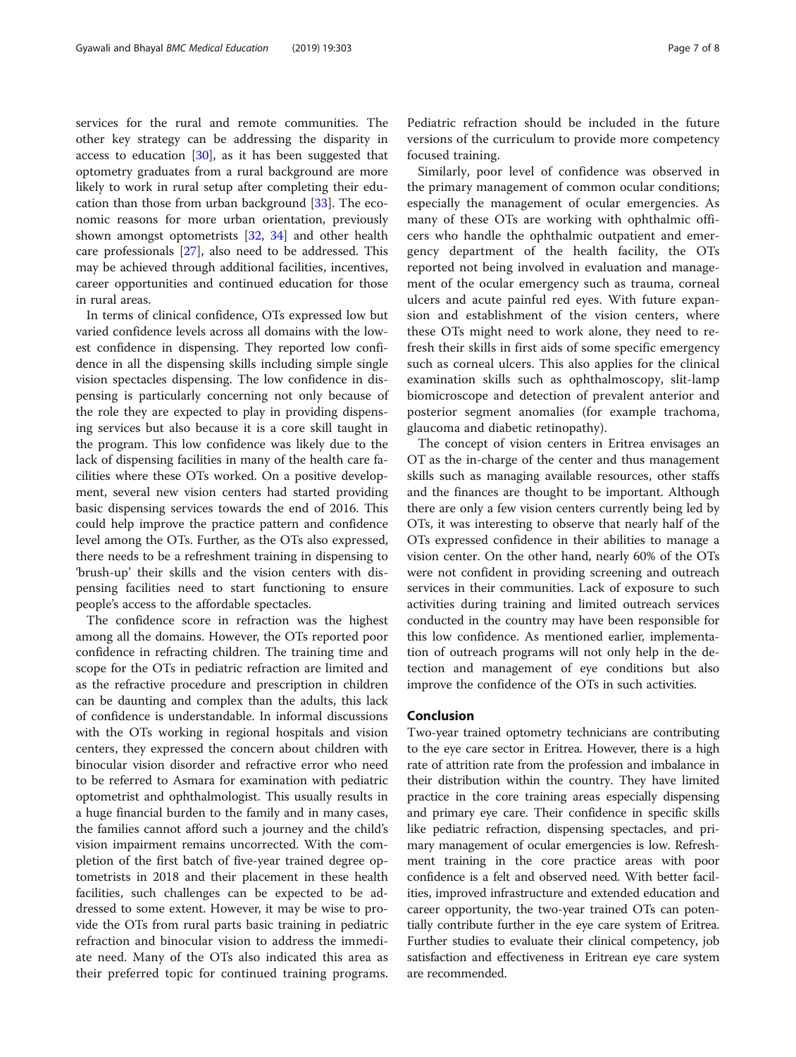services for the rural and remote communities. The other key strategy can be addressing the disparity in access to education [30], as it has been suggested that optometry graduates from a rural background are more likely to work in rural setup after completing their education than those from urban background [33]. The economic reasons for more urban orientation, previously shown amongst optometrists [32, 34] and other health care professionals [27], also need to be addressed. This may be achieved through additional facilities, incentives, career opportunities and continued education for those in rural areas.

In terms of clinical confidence, OTs expressed low but varied confidence levels across all domains with the lowest confidence in dispensing. They reported low confidence in all the dispensing skills including simple single vision spectacles dispensing. The low confidence in dispensing is particularly concerning not only because of the role they are expected to play in providing dispensing services but also because it is a core skill taught in the program. This low confidence was likely due to the lack of dispensing facilities in many of the health care facilities where these OTs worked. On a positive development, several new vision centers had started providing basic dispensing services towards the end of 2016. This could help improve the practice pattern and confidence level among the OTs. Further, as the OTs also expressed, there needs to be a refreshment training in dispensing to 'brush-up' their skills and the vision centers with dispensing facilities need to start functioning to ensure people's access to the affordable spectacles.

The confidence score in refraction was the highest among all the domains. However, the OTs reported poor confidence in refracting children. The training time and scope for the OTs in pediatric refraction are limited and as the refractive procedure and prescription in children can be daunting and complex than the adults, this lack of confidence is understandable. In informal discussions with the OTs working in regional hospitals and vision centers, they expressed the concern about children with binocular vision disorder and refractive error who need to be referred to Asmara for examination with pediatric optometrist and ophthalmologist. This usually results in a huge financial burden to the family and in many cases, the families cannot afford such a journey and the child's vision impairment remains uncorrected. With the completion of the first batch of five-year trained degree optometrists in 2018 and their placement in these health facilities, such challenges can be expected to be addressed to some extent. However, it may be wise to provide the OTs from rural parts basic training in pediatric refraction and binocular vision to address the immediate need. Many of the OTs also indicated this area as their preferred topic for continued training programs. Pediatric refraction should be included in the future versions of the curriculum to provide more competency focused training.

Similarly, poor level of confidence was observed in the primary management of common ocular conditions; especially the management of ocular emergencies. As many of these OTs are working with ophthalmic officers who handle the ophthalmic outpatient and emergency department of the health facility, the OTs reported not being involved in evaluation and management of the ocular emergency such as trauma, corneal ulcers and acute painful red eyes. With future expansion and establishment of the vision centers, where these OTs might need to work alone, they need to refresh their skills in first aids of some specific emergency such as corneal ulcers. This also applies for the clinical examination skills such as ophthalmoscopy, slit-lamp biomicroscope and detection of prevalent anterior and posterior segment anomalies (for example trachoma, glaucoma and diabetic retinopathy).

The concept of vision centers in Eritrea envisages an OT as the in-charge of the center and thus management skills such as managing available resources, other staffs and the finances are thought to be important. Although there are only a few vision centers currently being led by OTs, it was interesting to observe that nearly half of the OTs expressed confidence in their abilities to manage a vision center. On the other hand, nearly 60% of the OTs were not confident in providing screening and outreach services in their communities. Lack of exposure to such activities during training and limited outreach services conducted in the country may have been responsible for this low confidence. As mentioned earlier, implementation of outreach programs will not only help in the detection and management of eye conditions but also improve the confidence of the OTs in such activities.

## Conclusion

Two-year trained optometry technicians are contributing to the eye care sector in Eritrea. However, there is a high rate of attrition rate from the profession and imbalance in their distribution within the country. They have limited practice in the core training areas especially dispensing and primary eye care. Their confidence in specific skills like pediatric refraction, dispensing spectacles, and primary management of ocular emergencies is low. Refreshment training in the core practice areas with poor confidence is a felt and observed need. With better facilities, improved infrastructure and extended education and career opportunity, the two-year trained OTs can potentially contribute further in the eye care system of Eritrea. Further studies to evaluate their clinical competency, job satisfaction and effectiveness in Eritrean eye care system are recommended.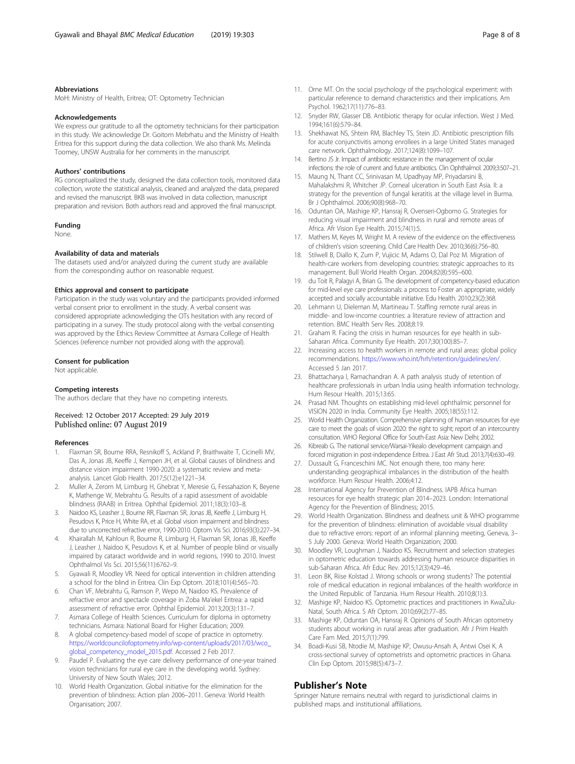### Abbreviations

MoH: Ministry of Health, Eritrea; OT: Optometry Technician

### Acknowledgements

We express our gratitude to all the optometry technicians for their participation in this study. We acknowledge Dr. Goitom Mebrhatu and the Ministry of Health Eritrea for this support during the data collection. We also thank Ms. Melinda Toomey, UNSW Australia for her comments in the manuscript.

### Authors' contributions

RG conceptualized the study, designed the data collection tools, monitored data collection, wrote the statistical analysis, cleaned and analyzed the data, prepared and revised the manuscript. BKB was involved in data collection, manuscript preparation and revision. Both authors read and approved the final manuscript.

### Funding

None.

### Availability of data and materials

The datasets used and/or analyzed during the current study are available from the corresponding author on reasonable request.

### Ethics approval and consent to participate

Participation in the study was voluntary and the participants provided informed verbal consent prior to enrollment in the study. A verbal consent was considered appropriate acknowledging the OTs hesitation with any record of participating in a survey. The study protocol along with the verbal consenting was approved by the Ethics Review Committee at Asmara College of Health Sciences (reference number not provided along with the approval).

### Consent for publication

Not applicable.

### Competing interests

The authors declare that they have no competing interests.

Received: 12 October 2017 Accepted: 29 July 2019
Published online: 07 August 2019

### References

1. Flaxman SR, Bourne RRA, Resnikoff S, Ackland P, Braithwaite T, Cicinelli MV, Das A, Jonas JB, Keeffe J, Kempen JH, et al. Global causes of blindness and distance vision impairment 1990-2020: a systematic review and meta-analysis. Lancet Glob Health. 2017;5(12):e1221–34.
2. Muller A, Zerom M, Limburg H, Ghebrat Y, Meresie G, Fessahazion K, Beyene K, Mathenge W, Mebrahtu G. Results of a rapid assessment of avoidable blindness (RAAB) in Eritrea. Ophthal Epidemiol. 2011;18(3):103–8.
3. Naidoo KS, Leasher J, Bourne RR, Flaxman SR, Jonas JB, Keeffe J, Limburg H, Pesudovs K, Price H, White RA, et al. Global vision impairment and blindness due to uncorrected refractive error, 1990-2010. Optom Vis Sci. 2016;93(3):227–34.
4. Khairallah M, Kahloun R, Bourne R, Limburg H, Flaxman SR, Jonas JB, Keeffe J, Leasher J, Naidoo K, Pesudovs K, et al. Number of people blind or visually impaired by cataract worldwide and in world regions, 1990 to 2010. Invest Ophthalmol Vis Sci. 2015;56(11):6762–9.
5. Gyawali R, Moodley VR. Need for optical intervention in children attending a school for the blind in Eritrea. Clin Exp Optom. 2018;101(4):565–70.
6. Chan VF, Mebrahtu G, Ramson P, Wepo M, Naidoo KS. Prevalence of refractive error and spectacle coverage in Zoba Ma'ekel Eritrea: a rapid assessment of refractive error. Ophthal Epidemiol. 2013;20(3):131–7.
7. Asmara College of Health Sciences. Curriculum for diploma in optometry technicians. Asmara: National Board for Higher Education; 2009.
8. A global competency-based model of scope of practice in optometry. https://worldcouncilofoptometry.info/wp-content/uploads/2017/03/wco_global_competency_model_2015.pdf. Accessed 2 Feb 2017.
9. Paudel P. Evaluating the eye care delivery performance of one-year trained vision technicians for rural eye care in the developing world. Sydney: University of New South Wales; 2012.
10. World Health Organization. Global initiative for the elimination for the prevention of blindness: Action plan 2006–2011. Geneva: World Health Organisation; 2007.
11. Orne MT. On the social psychology of the psychological experiment: with particular reference to demand characteristics and their implications. Am Psychol. 1962;17(11):776–83.
12. Snyder RW, Glasser DB. Antibiotic therapy for ocular infection. West J Med. 1994;161(6):579–84.
13. Shekhawat NS, Shtein RM, Blachley TS, Stein JD. Antibiotic prescription fills for acute conjunctivitis among enrollees in a large United States managed care network. Ophthalmology. 2017;124(8):1099–107.
14. Bertino JS Jr. Impact of antibiotic resistance in the management of ocular infections: the role of current and future antibiotics. Clin Ophthalmol. 2009;3:507–21.
15. Maung N, Thant CC, Srinivasan M, Upadhyay MP, Priyadarsini B, Mahalakshmi R, Whitcher JP. Corneal ulceration in South East Asia. II: a strategy for the prevention of fungal keratitis at the village level in Burma. Br J Ophthalmol. 2006;90(8):968–70.
16. Oduntan OA, Mashige KP, Hansraj R, Ovenseri-Ogbomo G. Strategies for reducing visual impairment and blindness in rural and remote areas of Africa. Afr Vision Eye Health. 2015;74(1):5.
17. Mathers M, Keyes M, Wright M. A review of the evidence on the effectiveness of children's vision screening. Child Care Health Dev. 2010;36(6):756–80.
18. Stilwell B, Diallo K, Zurn P, Vujicic M, Adams O, Dal Poz M. Migration of health-care workers from developing countries: strategic approaches to its management. Bull World Health Organ. 2004;82(8):595–600.
19. du Toit R, Palagyi A, Brian G. The development of competency-based education for mid-level eye care professionals: a process to Foster an appropriate, widely accepted and socially accountable initiative. Edu Health. 2010;23(2):368.
20. Lehmann U, Dieleman M, Martineau T. Staffing remote rural areas in middle- and low-income countries: a literature review of attraction and retention. BMC Health Serv Res. 2008;8:19.
21. Graham R. Facing the crisis in human resources for eye health in sub-Saharan Africa. Community Eye Health. 2017;30(100):85–7.
22. Increasing access to health workers in remote and rural areas: global policy recommendations. https://www.who.int/hrh/retention/guidelines/en/. Accessed 5 Jan 2017.
23. Bhattacharya I, Ramachandran A. A path analysis study of retention of healthcare professionals in urban India using health information technology. Hum Resour Health. 2015;13:65.
24. Prasad NM. Thoughts on establishing mid-level ophthalmic personnel for VISION 2020 in India. Community Eye Health. 2005;18(55):112.
25. World Health Organization. Comprehensive planning of human resources for eye care to meet the goals of vision 2020: the right to sight; report of an intercountry consultation. WHO Regional Office for South-East Asia: New Delhi; 2002.
26. Kibreab G. The national service/Warsai-Yikealo development campaign and forced migration in post-independence Eritrea. J East Afr Stud. 2013;7(4):630–49.
27. Dussault G, Franceschini MC. Not enough there, too many here: understanding geographical imbalances in the distribution of the health workforce. Hum Resour Health. 2006;4:12.
28. International Agency for Prevention of Blindness. IAPB Africa human resources for eye health strategic plan 2014–2023. London: International Agency for the Prevention of Blindness; 2015.
29. World Health Organization. Blindness and deafness unit & WHO programme for the prevention of blindness: elimination of avoidable visual disability due to refractive errors: report of an informal planning meeting, Geneva, 3–5 July 2000. Geneva: World Health Organization; 2000.
30. Moodley VR, Loughman J, Naidoo KS. Recruitment and selection strategies in optometric education towards addressing human resource disparities in sub-Saharan Africa. Afr Educ Rev. 2015;12(3):429–46.
31. Leon BK, Riise Kolstad J. Wrong schools or wrong students? The potential role of medical education in regional imbalances of the health workforce in the United Republic of Tanzania. Hum Resour Health. 2010;8(1):3.
32. Mashige KP, Naidoo KS. Optometric practices and practitioners in KwaZulu-Natal, South Africa. S Afr Optom. 2010;69(2):77–85.
33. Mashige KP, Oduntan OA, Hansraj R. Opinions of South African optometry students about working in rural areas after graduation. Afr J Prim Health Care Fam Med. 2015;7(1):799.
34. Boadi-Kusi SB, Ntodie M, Mashige KP, Owusu-Ansah A, Antwi Osei K. A cross-sectional survey of optometrists and optometric practices in Ghana. Clin Exp Optom. 2015;98(5):473–7.

## Publisher's Note

Springer Nature remains neutral with regard to jurisdictional claims in published maps and institutional affiliations.